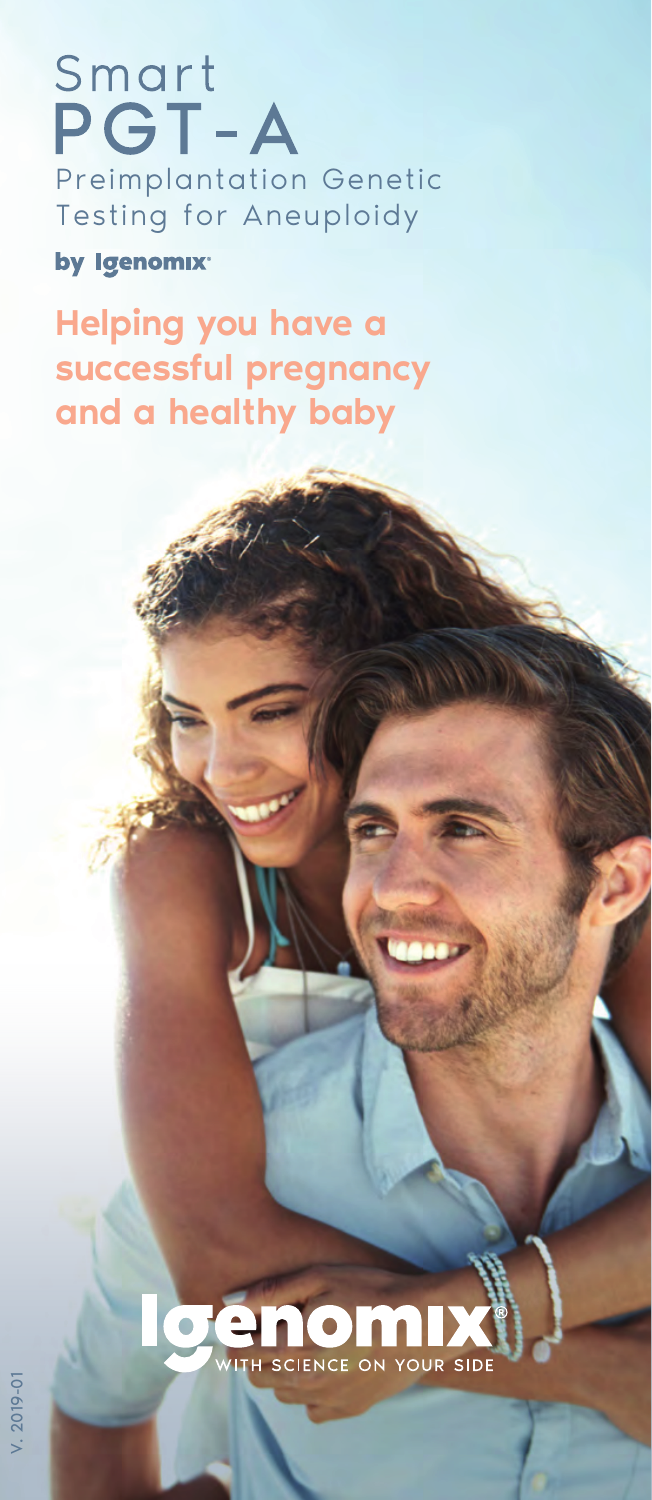# Smart PGT-A

Preimplantation Genetic Testing for Aneuploidy

by Igenomix

## Helping you have a successful pregnancy and a healthy baby

Igenomix®

WITH SCIENCE ON YOUR SIDE

V. 2019-01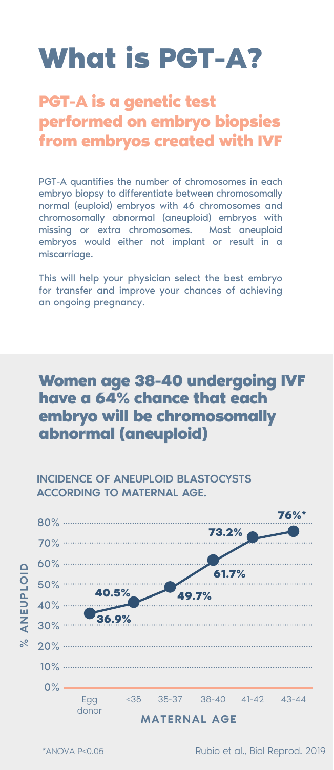# What is PGT-A?

## PGT-A is a genetic test performed on embryo biopsies from embryos created with IVF

PGT-A quantifies the number of chromosomes in each embryo biopsy to differentiate between chromosomally normal (euploid) embryos with 46 chromosomes and chromosomally abnormal (aneuploid) embryos with missing or extra chromosomes. Most aneuploid embryos would either not implant or result in a miscarriage.

This will help your physician select the best embryo for transfer and improve your chances of achieving an ongoing pregnancy.

## Women age 38-40 undergoing IVF have a 64% chance that each embryo will be chromosomally abnormal (aneuploid)

**INCIDENCE OF ANEUPLOID BLASTOCYSTS ACCORDING TO MATERNAL AGE.**

| Maternal age | % Aneuploid |
| --- | --- |
| Egg donor | 36.9% |
| <35 | 40.5% |
| 35-37 | 49.7% |
| 38-40 | 61.7% |
| 41-42 | 73.2% |
| 43-44 | 76%* |

*ANOVA $P<0.05$

Rubio et al., Biol Reprod. 2019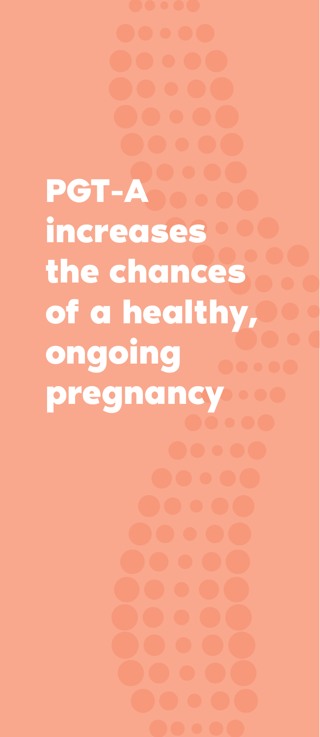# PGT-A increases the chances of a healthy, ongoing pregnancy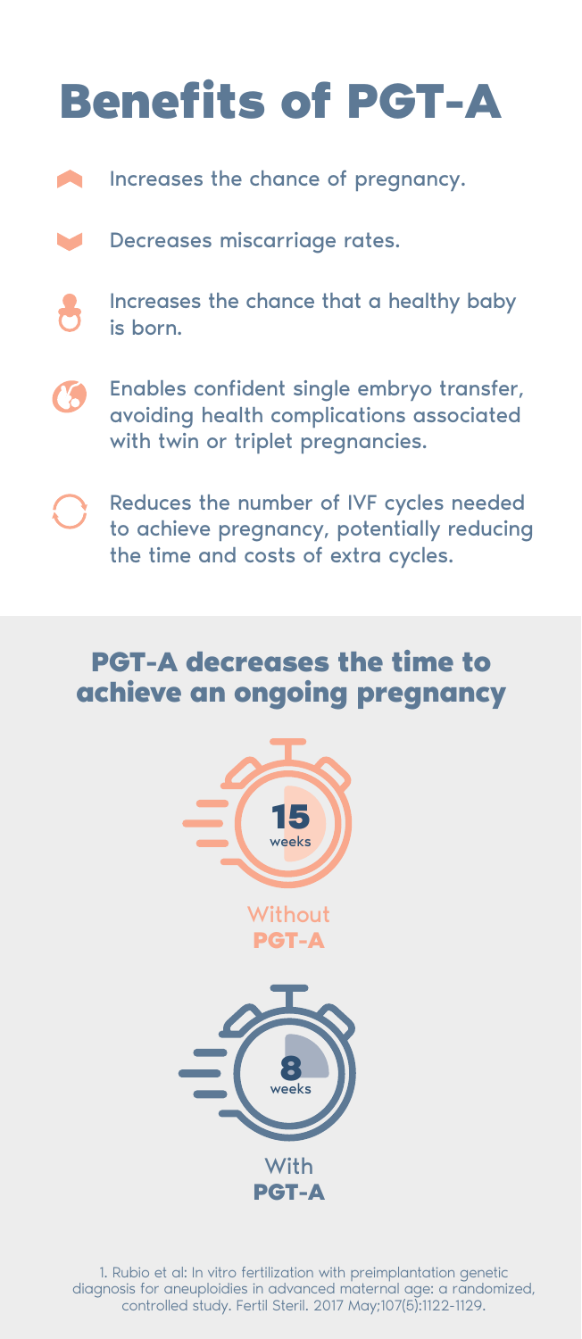# Benefits of PGT-A

- Increases the chance of pregnancy.
- Decreases miscarriage rates.
- Increases the chance that a healthy baby is born.
- Enables confident single embryo transfer, avoiding health complications associated with twin or triplet pregnancies.
- Reduces the number of IVF cycles needed to achieve pregnancy, potentially reducing the time and costs of extra cycles.

## PGT-A decreases the time to achieve an ongoing pregnancy

**15** weeks

Without **PGT-A**

**8** weeks

With **PGT-A**

1. Rubio et al: In vitro fertilization with preimplantation genetic diagnosis for aneuploidies in advanced maternal age: a randomized, controlled study. Fertil Steril. 2017 May;107(5):1122-1129.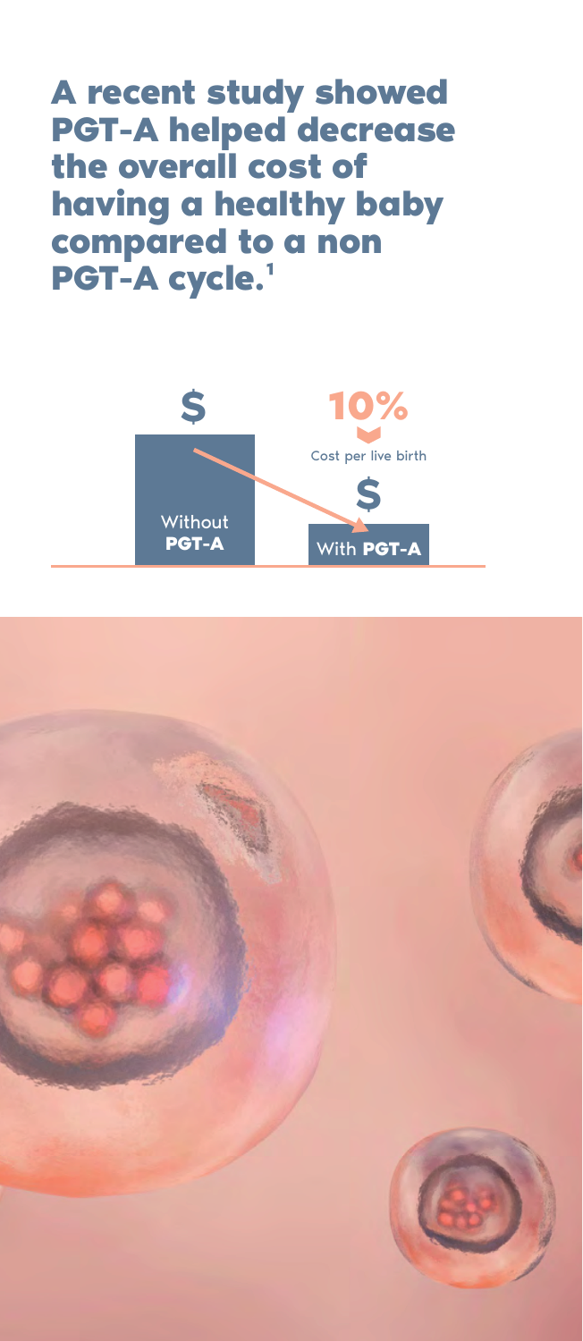# A recent study showed PGT-A helped decrease the overall cost of having a healthy baby compared to a non PGT-A cycle.[1]

$ 

Without **PGT-A**

10%

Cost per live birth

$

With **PGT-A**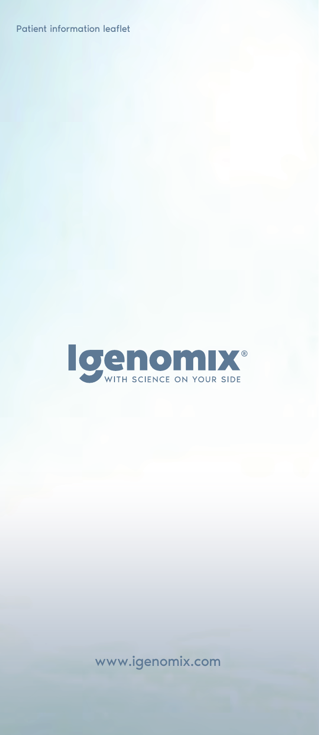Patient information leaflet

Igenomix®

WITH SCIENCE ON YOUR SIDE

www.igenomix.com